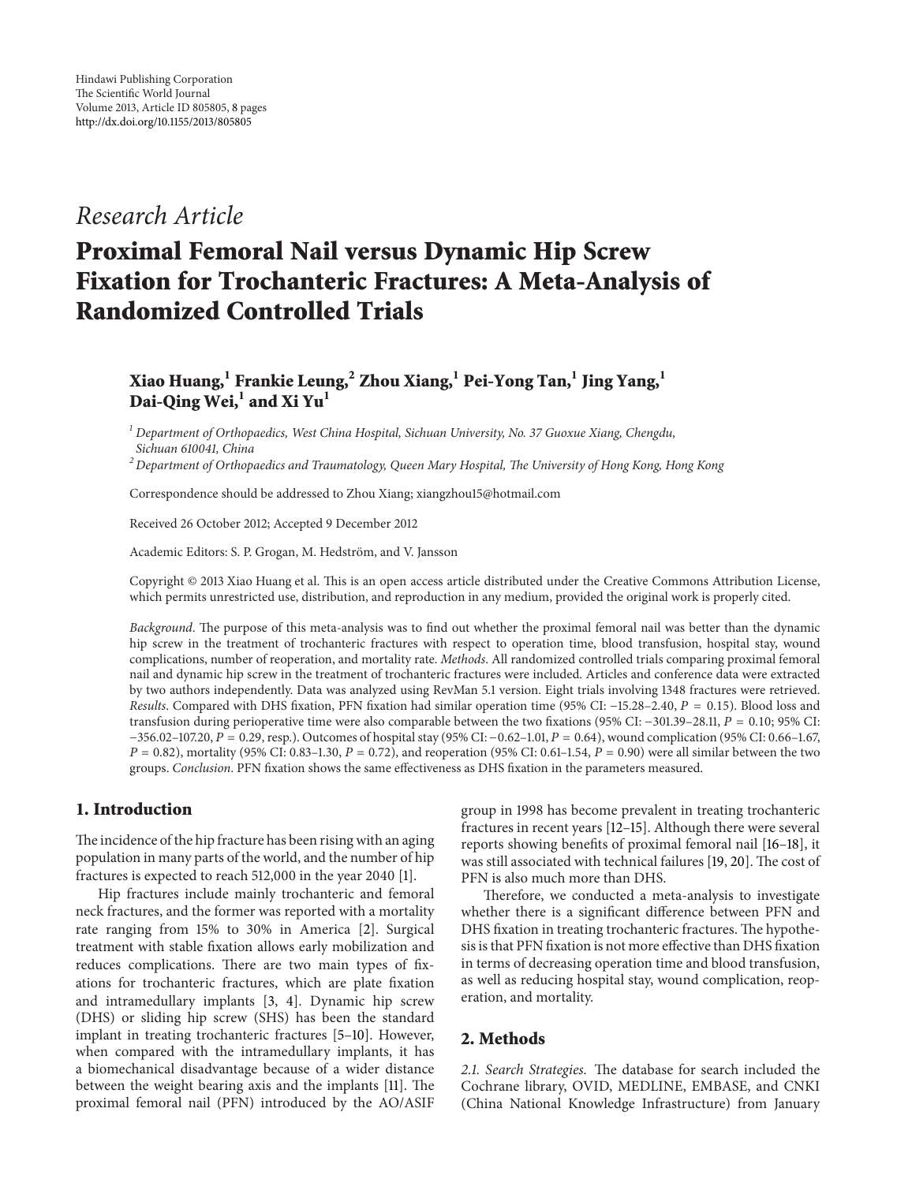Hindawi Publishing Corporation
The Scientific World Journal
Volume 2013, Article ID 805805, 8 pages
http://dx.doi.org/10.1155/2013/805805

*Research Article*

# Proximal Femoral Nail versus Dynamic Hip Screw Fixation for Trochanteric Fractures: A Meta-Analysis of Randomized Controlled Trials

**Xiao Huang,[1] Frankie Leung,[2] Zhou Xiang,[1] Pei-Yong Tan,[1] Jing Yang,[1] Dai-Qing Wei,[1] and Xi Yu[1]**

[1] *Department of Orthopaedics, West China Hospital, Sichuan University, No. 37 Guoxue Xiang, Chengdu, Sichuan 610041, China*
[2] *Department of Orthopaedics and Traumatology, Queen Mary Hospital, The University of Hong Kong, Hong Kong*

Correspondence should be addressed to Zhou Xiang; xiangzhou15@hotmail.com

Received 26 October 2012; Accepted 9 December 2012

Academic Editors: S. P. Grogan, M. Hedström, and V. Jansson

Copyright © 2013 Xiao Huang et al. This is an open access article distributed under the Creative Commons Attribution License, which permits unrestricted use, distribution, and reproduction in any medium, provided the original work is properly cited.

*Background*. The purpose of this meta-analysis was to find out whether the proximal femoral nail was better than the dynamic hip screw in the treatment of trochanteric fractures with respect to operation time, blood transfusion, hospital stay, wound complications, number of reoperation, and mortality rate. *Methods*. All randomized controlled trials comparing proximal femoral nail and dynamic hip screw in the treatment of trochanteric fractures were included. Articles and conference data were extracted by two authors independently. Data was analyzed using RevMan 5.1 version. Eight trials involving 1348 fractures were retrieved. *Results*. Compared with DHS fixation, PFN fixation had similar operation time (95% CI: −15.28–2.40, $P = 0.15$). Blood loss and transfusion during perioperative time were also comparable between the two fixations (95% CI: −301.39–28.11, $P = 0.10$; 95% CI: −356.02–107.20, $P = 0.29$, resp.). Outcomes of hospital stay (95% CI: −0.62–1.01, $P = 0.64$), wound complication (95% CI: 0.66–1.67, $P = 0.82$), mortality (95% CI: 0.83–1.30, $P = 0.72$), and reoperation (95% CI: 0.61–1.54, $P = 0.90$) were all similar between the two groups. *Conclusion*. PFN fixation shows the same effectiveness as DHS fixation in the parameters measured.

## 1. Introduction

The incidence of the hip fracture has been rising with an aging population in many parts of the world, and the number of hip fractures is expected to reach 512,000 in the year 2040 [1].

Hip fractures include mainly trochanteric and femoral neck fractures, and the former was reported with a mortality rate ranging from 15% to 30% in America [2]. Surgical treatment with stable fixation allows early mobilization and reduces complications. There are two main types of fixations for trochanteric fractures, which are plate fixation and intramedullary implants [3, 4]. Dynamic hip screw (DHS) or sliding hip screw (SHS) has been the standard implant in treating trochanteric fractures [5–10]. However, when compared with the intramedullary implants, it has a biomechanical disadvantage because of a wider distance between the weight bearing axis and the implants [11]. The proximal femoral nail (PFN) introduced by the AO/ASIF group in 1998 has become prevalent in treating trochanteric fractures in recent years [12–15]. Although there were several reports showing benefits of proximal femoral nail [16–18], it was still associated with technical failures [19, 20]. The cost of PFN is also much more than DHS.

Therefore, we conducted a meta-analysis to investigate whether there is a significant difference between PFN and DHS fixation in treating trochanteric fractures. The hypothesis is that PFN fixation is not more effective than DHS fixation in terms of decreasing operation time and blood transfusion, as well as reducing hospital stay, wound complication, reoperation, and mortality.

## 2. Methods

*2.1. Search Strategies.* The database for search included the Cochrane library, OVID, MEDLINE, EMBASE, and CNKI (China National Knowledge Infrastructure) from January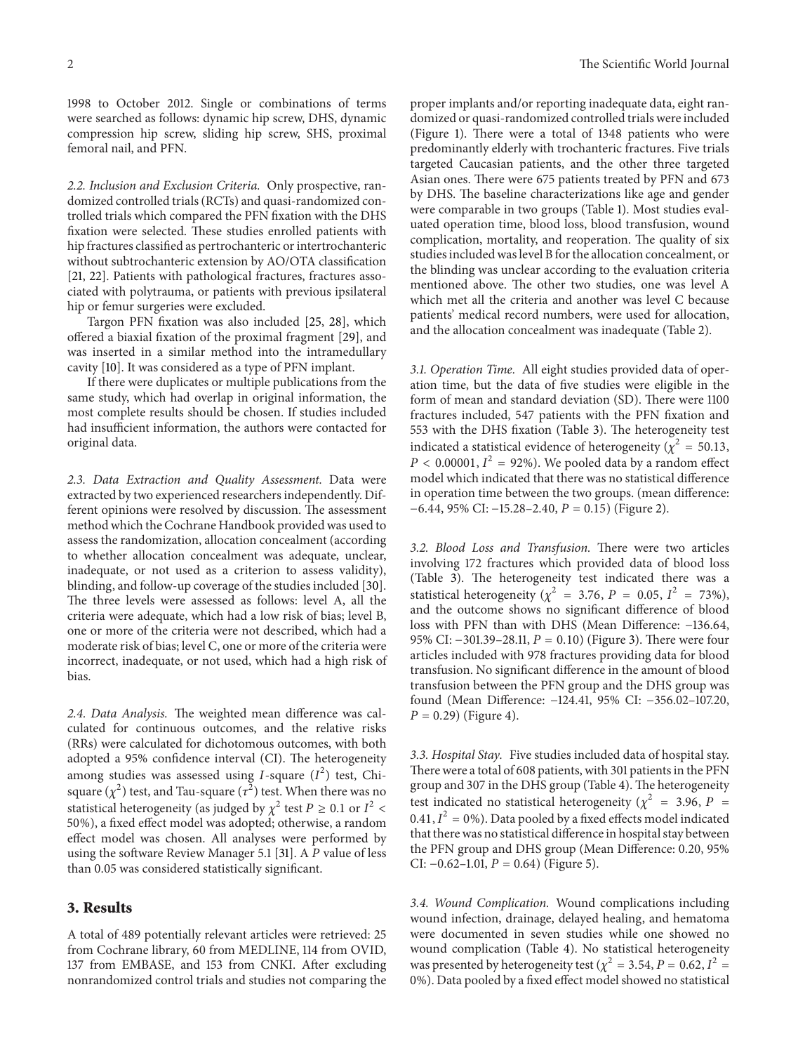1998 to October 2012. Single or combinations of terms were searched as follows: dynamic hip screw, DHS, dynamic compression hip screw, sliding hip screw, SHS, proximal femoral nail, and PFN.

*2.2. Inclusion and Exclusion Criteria.* Only prospective, randomized controlled trials (RCTs) and quasi-randomized controlled trials which compared the PFN fixation with the DHS fixation were selected. These studies enrolled patients with hip fractures classified as pertrochanteric or intertrochanteric without subtrochanteric extension by AO/OTA classification [21, 22]. Patients with pathological fractures, fractures associated with polytrauma, or patients with previous ipsilateral hip or femur surgeries were excluded.

Targon PFN fixation was also included [25, 28], which offered a biaxial fixation of the proximal fragment [29], and was inserted in a similar method into the intramedullary cavity [10]. It was considered as a type of PFN implant.

If there were duplicates or multiple publications from the same study, which had overlap in original information, the most complete results should be chosen. If studies included had insufficient information, the authors were contacted for original data.

*2.3. Data Extraction and Quality Assessment.* Data were extracted by two experienced researchers independently. Different opinions were resolved by discussion. The assessment method which the Cochrane Handbook provided was used to assess the randomization, allocation concealment (according to whether allocation concealment was adequate, unclear, inadequate, or not used as a criterion to assess validity), blinding, and follow-up coverage of the studies included [30]. The three levels were assessed as follows: level A, all the criteria were adequate, which had a low risk of bias; level B, one or more of the criteria were not described, which had a moderate risk of bias; level C, one or more of the criteria were incorrect, inadequate, or not used, which had a high risk of bias.

*2.4. Data Analysis.* The weighted mean difference was calculated for continuous outcomes, and the relative risks (RRs) were calculated for dichotomous outcomes, with both adopted a 95% confidence interval (CI). The heterogeneity among studies was assessed using $I$-square ($I^2$) test, Chi-square ($\chi^2$) test, and Tau-square ($\tau^2$) test. When there was no statistical heterogeneity (as judged by $\chi^2$ test $P \geq 0.1$ or $I^2 < 50\%$), a fixed effect model was adopted; otherwise, a random effect model was chosen. All analyses were performed by using the software Review Manager 5.1 [31]. A $P$ value of less than 0.05 was considered statistically significant.

## 3. Results

A total of 489 potentially relevant articles were retrieved: 25 from Cochrane library, 60 from MEDLINE, 114 from OVID, 137 from EMBASE, and 153 from CNKI. After excluding nonrandomized control trials and studies not comparing the proper implants and/or reporting inadequate data, eight randomized or quasi-randomized controlled trials were included (Figure 1). There were a total of 1348 patients who were predominantly elderly with trochanteric fractures. Five trials targeted Caucasian patients, and the other three targeted Asian ones. There were 675 patients treated by PFN and 673 by DHS. The baseline characterizations like age and gender were comparable in two groups (Table 1). Most studies evaluated operation time, blood loss, blood transfusion, wound complication, mortality, and reoperation. The quality of six studies included was level B for the allocation concealment, or the blinding was unclear according to the evaluation criteria mentioned above. The other two studies, one was level A which met all the criteria and another was level C because patients' medical record numbers, were used for allocation, and the allocation concealment was inadequate (Table 2).

*3.1. Operation Time.* All eight studies provided data of operation time, but the data of five studies were eligible in the form of mean and standard deviation (SD). There were 1100 fractures included, 547 patients with the PFN fixation and 553 with the DHS fixation (Table 3). The heterogeneity test indicated a statistical evidence of heterogeneity ($\chi^2 = 50.13$, $P < 0.00001$, $I^2 = 92\%$). We pooled data by a random effect model which indicated that there was no statistical difference in operation time between the two groups. (mean difference: −6.44, 95% CI: −15.28–2.40, $P = 0.15$) (Figure 2).

*3.2. Blood Loss and Transfusion.* There were two articles involving 172 fractures which provided data of blood loss (Table 3). The heterogeneity test indicated there was a statistical heterogeneity ($\chi^2 = 3.76$, $P = 0.05$, $I^2 = 73\%$), and the outcome shows no significant difference of blood loss with PFN than with DHS (Mean Difference: −136.64, 95% CI: −301.39–28.11, $P = 0.10$) (Figure 3). There were four articles included with 978 fractures providing data for blood transfusion. No significant difference in the amount of blood transfusion between the PFN group and the DHS group was found (Mean Difference: −124.41, 95% CI: −356.02–107.20, $P = 0.29$) (Figure 4).

*3.3. Hospital Stay.* Five studies included data of hospital stay. There were a total of 608 patients, with 301 patients in the PFN group and 307 in the DHS group (Table 4). The heterogeneity test indicated no statistical heterogeneity ($\chi^2 = 3.96$, $P = 0.41$, $I^2 = 0\%$). Data pooled by a fixed effects model indicated that there was no statistical difference in hospital stay between the PFN group and DHS group (Mean Difference: 0.20, 95% CI: −0.62–1.01, $P = 0.64$) (Figure 5).

*3.4. Wound Complication.* Wound complications including wound infection, drainage, delayed healing, and hematoma were documented in seven studies while one showed no wound complication (Table 4). No statistical heterogeneity was presented by heterogeneity test ($\chi^2 = 3.54$, $P = 0.62$, $I^2 = 0\%$). Data pooled by a fixed effect model showed no statistical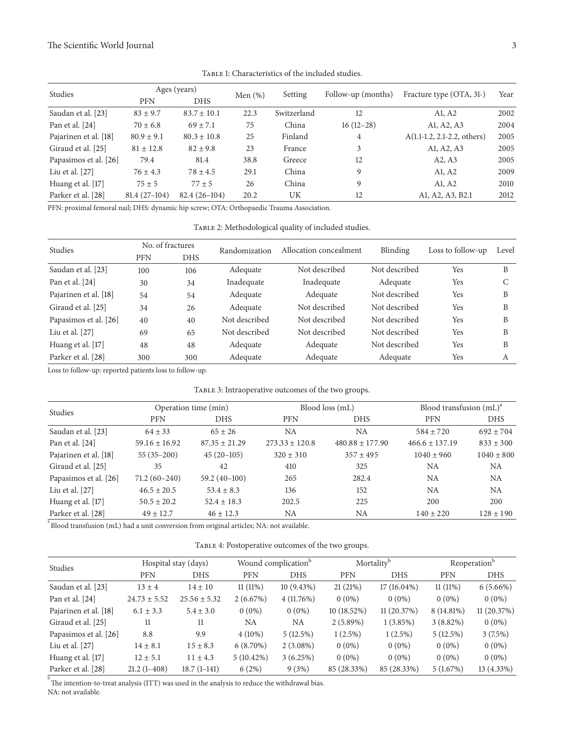Table 1: Characteristics of the included studies.

| Studies | Ages (years) | | Men (%) | Setting | Follow-up (months) | Fracture type (OTA, 31-) | Year |
|---|---|---|---|---|---|---|---|
| | PFN | DHS | | | | | |
| Saudan et al. [23] | 83 ± 9.7 | 83.7 ± 10.1 | 22.3 | Switzerland | 12 | A1, A2 | 2002 |
| Pan et al. [24] | 70 ± 6.8 | 69 ± 7.1 | 75 | China | 16 (12–28) | A1, A2, A3 | 2004 |
| Pajarinen et al. [18] | 80.9 ± 9.1 | 80.3 ± 10.8 | 25 | Finland | 4 | A(1.1-1.2, 2.1-2.2, others) | 2005 |
| Giraud et al. [25] | 81 ± 12.8 | 82 ± 9.8 | 23 | France | 3 | A1, A2, A3 | 2005 |
| Papasimos et al. [26] | 79.4 | 81.4 | 38.8 | Greece | 12 | A2, A3 | 2005 |
| Liu et al. [27] | 76 ± 4.3 | 78 ± 4.5 | 29.1 | China | 9 | A1, A2 | 2009 |
| Huang et al. [17] | 75 ± 5 | 77 ± 5 | 26 | China | 9 | A1, A2 | 2010 |
| Parker et al. [28] | 81.4 (27–104) | 82.4 (26–104) | 20.2 | UK | 12 | A1, A2, A3, B2.1 | 2012 |

PFN: proximal femoral nail; DHS: dynamic hip screw; OTA: Orthopaedic Trauma Association.

Table 2: Methodological quality of included studies.

| Studies | No. of fractures | | Randomization | Allocation concealment | Blinding | Loss to follow-up | Level |
|---|---|---|---|---|---|---|---|
| | PFN | DHS | | | | | |
| Saudan et al. [23] | 100 | 106 | Adequate | Not described | Not described | Yes | B |
| Pan et al. [24] | 30 | 34 | Inadequate | Inadequate | Adequate | Yes | C |
| Pajarinen et al. [18] | 54 | 54 | Adequate | Adequate | Not described | Yes | B |
| Giraud et al. [25] | 34 | 26 | Adequate | Not described | Not described | Yes | B |
| Papasimos et al. [26] | 40 | 40 | Not described | Not described | Not described | Yes | B |
| Liu et al. [27] | 69 | 65 | Not described | Not described | Not described | Yes | B |
| Huang et al. [17] | 48 | 48 | Adequate | Adequate | Not described | Yes | B |
| Parker et al. [28] | 300 | 300 | Adequate | Adequate | Adequate | Yes | A |

Loss to follow-up: reported patients loss to follow-up.

Table 3: Intraoperative outcomes of the two groups.

| Studies | Operation time (min) | | Blood loss (mL) | | Blood transfusion (mL)[a] | |
|---|---|---|---|---|---|---|
| | PFN | DHS | PFN | DHS | PFN | DHS |
| Saudan et al. [23] | 64 ± 33 | 65 ± 26 | NA | NA | 584 ± 720 | 692 ± 704 |
| Pan et al. [24] | 59.16 ± 16.92 | 87.35 ± 21.29 | 273.33 ± 120.8 | 480.88 ± 177.90 | 466.6 ± 137.19 | 833 ± 300 |
| Pajarinen et al. [18] | 55 (35–200) | 45 (20–105) | 320 ± 310 | 357 ± 495 | 1040 ± 960 | 1040 ± 800 |
| Giraud et al. [25] | 35 | 42 | 410 | 325 | NA | NA |
| Papasimos et al. [26] | 71.2 (60–240) | 59.2 (40–100) | 265 | 282.4 | NA | NA |
| Liu et al. [27] | 46.5 ± 20.5 | 53.4 ± 8.3 | 136 | 152 | NA | NA |
| Huang et al. [17] | 50.5 ± 20.2 | 52.4 ± 18.3 | 202.5 | 225 | 200 | 200 |
| Parker et al. [28] | 49 ± 12.7 | 46 ± 12.3 | NA | NA | 140 ± 220 | 128 ± 190 |

[a] Blood transfusion (mL) had a unit conversion from original articles; NA: not available.

Table 4: Postoperative outcomes of the two groups.

| Studies | Hospital stay (days) | | Wound complication[b] | | Mortality[b] | | Reoperation[b] | |
|---|---|---|---|---|---|---|---|---|
| | PFN | DHS | PFN | DHS | PFN | DHS | PFN | DHS |
| Saudan et al. [23] | 13 ± 4 | 14 ± 10 | 11 (11%) | 10 (9.43%) | 21 (21%) | 17 (16.04%) | 11 (11%) | 6 (5.66%) |
| Pan et al. [24] | 24.73 ± 5.52 | 25.56 ± 5.32 | 2 (6.67%) | 4 (11.76%) | 0 (0%) | 0 (0%) | 0 (0%) | 0 (0%) |
| Pajarinen et al. [18] | 6.1 ± 3.3 | 5.4 ± 3.0 | 0 (0%) | 0 (0%) | 10 (18.52%) | 11 (20.37%) | 8 (14.81%) | 11 (20.37%) |
| Giraud et al. [25] | 11 | 11 | NA | NA | 2 (5.89%) | 1 (3.85%) | 3 (8.82%) | 0 (0%) |
| Papasimos et al. [26] | 8.8 | 9.9 | 4 (10%) | 5 (12.5%) | 1 (2.5%) | 1 (2.5%) | 5 (12.5%) | 3 (7.5%) |
| Liu et al. [27] | 14 ± 8.1 | 15 ± 8.3 | 6 (8.70%) | 2 (3.08%) | 0 (0%) | 0 (0%) | 0 (0%) | 0 (0%) |
| Huang et al. [17] | 12 ± 5.1 | 11 ± 4.3 | 5 (10.42%) | 3 (6.25%) | 0 (0%) | 0 (0%) | 0 (0%) | 0 (0%) |
| Parker et al. [28] | 21.2 (1–408) | 18.7 (1–141) | 6 (2%) | 9 (3%) | 85 (28.33%) | 85 (28.33%) | 5 (1.67%) | 13 (4.33%) |

[b] The intention-to-treat analysis (ITT) was used in the analysis to reduce the withdrawal bias.
NA: not available.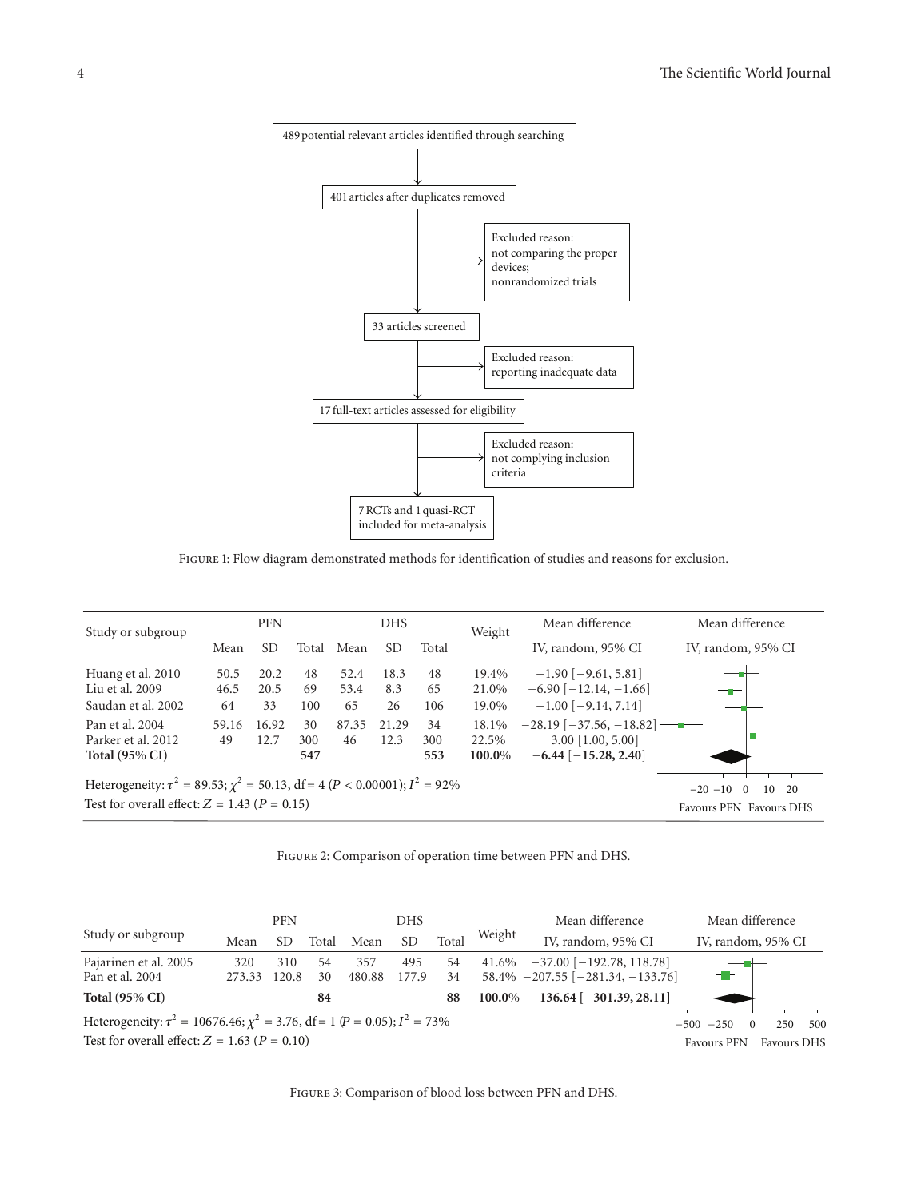489 potential relevant articles identified through searching

401 articles after duplicates removed

Excluded reason: not comparing the proper devices; nonrandomized trials

33 articles screened

Excluded reason: reporting inadequate data

17 full-text articles assessed for eligibility

Excluded reason: not complying inclusion criteria

7 RCTs and 1 quasi-RCT included for meta-analysis

Figure 1: Flow diagram demonstrated methods for identification of studies and reasons for exclusion.

| Study or subgroup | PFN | | | DHS | | | Weight | Mean difference |
|---|---|---|---|---|---|---|---|---|
| | Mean | SD | Total | Mean | SD | Total | | IV, random, 95% CI |
| Huang et al. 2010 | 50.5 | 20.2 | 48 | 52.4 | 18.3 | 48 | 19.4% | −1.90 [−9.61, 5.81] |
| Liu et al. 2009 | 46.5 | 20.5 | 69 | 53.4 | 8.3 | 65 | 21.0% | −6.90 [−12.14, −1.66] |
| Saudan et al. 2002 | 64 | 33 | 100 | 65 | 26 | 106 | 19.0% | −1.00 [−9.14, 7.14] |
| Pan et al. 2004 | 59.16 | 16.92 | 30 | 87.35 | 21.29 | 34 | 18.1% | −28.19 [−37.56, −18.82] |
| Parker et al. 2012 | 49 | 12.7 | 300 | 46 | 12.3 | 300 | 22.5% | 3.00 [1.00, 5.00] |
| **Total (95% CI)** | | | **547** | | | **553** | **100.0%** | **−6.44 [−15.28, 2.40]** |

Heterogeneity: $\tau^2 = 89.53$; $\chi^2 = 50.13$, df = 4 ($P < 0.00001$); $I^2 = 92\%$

Test for overall effect: $Z = 1.43$ ($P = 0.15$)

Favours PFN Favours DHS

Figure 2: Comparison of operation time between PFN and DHS.

| Study or subgroup | PFN | | | DHS | | | Weight | Mean difference |
|---|---|---|---|---|---|---|---|---|
| | Mean | SD | Total | Mean | SD | Total | | IV, random, 95% CI |
| Pajarinen et al. 2005 | 320 | 310 | 54 | 357 | 495 | 54 | 41.6% | −37.00 [−192.78, 118.78] |
| Pan et al. 2004 | 273.33 | 120.8 | 30 | 480.88 | 177.9 | 34 | 58.4% | −207.55 [−281.34, −133.76] |
| **Total (95% CI)** | | | **84** | | | **88** | **100.0%** | **−136.64 [−301.39, 28.11]** |

Heterogeneity: $\tau^2 = 10676.46$; $\chi^2 = 3.76$, df = 1 ($P = 0.05$); $I^2 = 73\%$

Test for overall effect: $Z = 1.63$ ($P = 0.10$)

Favours PFN Favours DHS

Figure 3: Comparison of blood loss between PFN and DHS.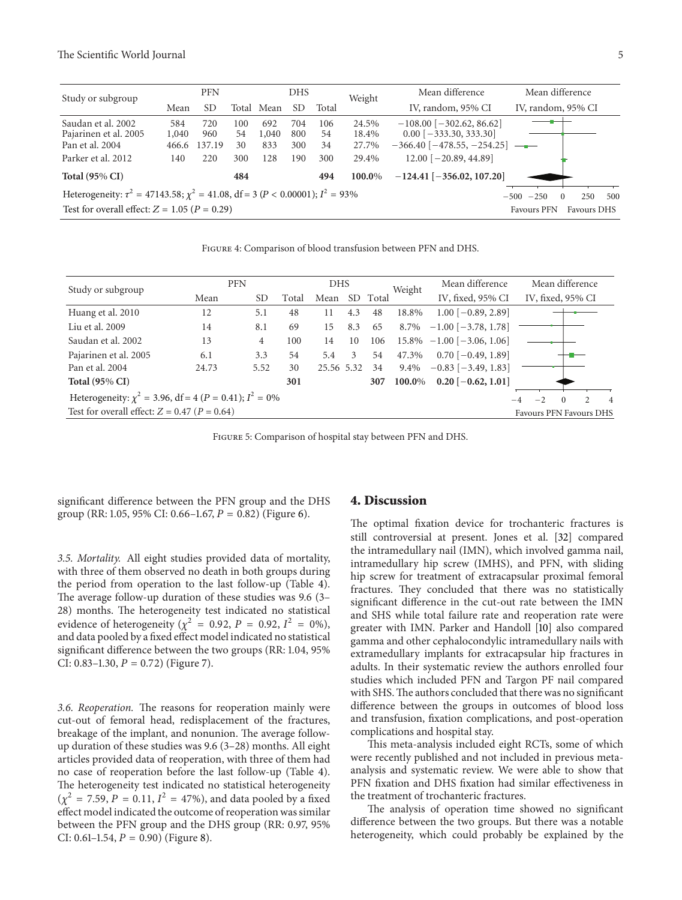| Study or subgroup | PFN | | | DHS | | | Weight | Mean difference | Mean difference |
|---|---|---|---|---|---|---|---|---|---|
| | Mean | SD | Total | Mean | SD | Total | | IV, random, 95% CI | IV, random, 95% CI |
| Saudan et al. 2002 | 584 | 720 | 100 | 692 | 704 | 106 | 24.5% | −108.00 [−302.62, 86.62] | |
| Pajarinen et al. 2005 | 1,040 | 960 | 54 | 1,040 | 800 | 54 | 18.4% | 0.00 [−333.30, 333.30] | |
| Pan et al. 2004 | 466.6 | 137.19 | 30 | 833 | 300 | 34 | 27.7% | −366.40 [−478.55, −254.25] | |
| Parker et al. 2012 | 140 | 220 | 300 | 128 | 190 | 300 | 29.4% | 12.00 [−20.89, 44.89] | |
| **Total (95% CI)** | | | **484** | | | **494** | **100.0%** | **−124.41 [−356.02, 107.20]** | |
| Heterogeneity: $\tau^2 = 47143.58$; $\chi^2 = 41.08$, df = 3 ($P < 0.00001$); $I^2 = 93\%$ | | | | | | | | | −500 −250 0 250 500 |
| Test for overall effect: $Z = 1.05$ ($P = 0.29$) | | | | | | | | | Favours PFN Favours DHS |

Figure 4: Comparison of blood transfusion between PFN and DHS.

| Study or subgroup | PFN | | | DHS | | | Weight | Mean difference | Mean difference |
|---|---|---|---|---|---|---|---|---|---|
| | Mean | SD | Total | Mean | SD | Total | | IV, fixed, 95% CI | IV, fixed, 95% CI |
| Huang et al. 2010 | 12 | 5.1 | 48 | 11 | 4.3 | 48 | 18.8% | 1.00 [−0.89, 2.89] | |
| Liu et al. 2009 | 14 | 8.1 | 69 | 15 | 8.3 | 65 | 8.7% | −1.00 [−3.78, 1.78] | |
| Saudan et al. 2002 | 13 | 4 | 100 | 14 | 10 | 106 | 15.8% | −1.00 [−3.06, 1.06] | |
| Pajarinen et al. 2005 | 6.1 | 3.3 | 54 | 5.4 | 3 | 54 | 47.3% | 0.70 [−0.49, 1.89] | |
| Pan et al. 2004 | 24.73 | 5.52 | 30 | 25.56 | 5.32 | 34 | 9.4% | −0.83 [−3.49, 1.83] | |
| **Total (95% CI)** | | | **301** | | | **307** | **100.0%** | **0.20 [−0.62, 1.01]** | |
| Heterogeneity: $\chi^2 = 3.96$, df = 4 ($P = 0.41$); $I^2 = 0\%$ | | | | | | | | | −4 −2 0 2 4 |
| Test for overall effect: $Z = 0.47$ ($P = 0.64$) | | | | | | | | | Favours PFN Favours DHS |

Figure 5: Comparison of hospital stay between PFN and DHS.

significant difference between the PFN group and the DHS group (RR: 1.05, 95% CI: 0.66–1.67, $P = 0.82$) (Figure 6).

*3.5. Mortality.* All eight studies provided data of mortality, with three of them observed no death in both groups during the period from operation to the last follow-up (Table 4). The average follow-up duration of these studies was 9.6 (3–28) months. The heterogeneity test indicated no statistical evidence of heterogeneity ($\chi^2 = 0.92$, $P = 0.92$, $I^2 = 0\%$), and data pooled by a fixed effect model indicated no statistical significant difference between the two groups (RR: 1.04, 95% CI: 0.83–1.30, $P = 0.72$) (Figure 7).

*3.6. Reoperation.* The reasons for reoperation mainly were cut-out of femoral head, redisplacement of the fractures, breakage of the implant, and nonunion. The average follow-up duration of these studies was 9.6 (3–28) months. All eight articles provided data of reoperation, with three of them had no case of reoperation before the last follow-up (Table 4). The heterogeneity test indicated no statistical heterogeneity ($\chi^2 = 7.59$, $P = 0.11$, $I^2 = 47\%$), and data pooled by a fixed effect model indicated the outcome of reoperation was similar between the PFN group and the DHS group (RR: 0.97, 95% CI: 0.61–1.54, $P = 0.90$) (Figure 8).

## 4. Discussion

The optimal fixation device for trochanteric fractures is still controversial at present. Jones et al. [32] compared the intramedullary nail (IMN), which involved gamma nail, intramedullary hip screw (IMHS), and PFN, with sliding hip screw for treatment of extracapsular proximal femoral fractures. They concluded that there was no statistically significant difference in the cut-out rate between the IMN and SHS while total failure rate and reoperation rate were greater with IMN. Parker and Handoll [10] also compared gamma and other cephalocondylic intramedullary nails with extramedullary implants for extracapsular hip fractures in adults. In their systematic review the authors enrolled four studies which included PFN and Targon PF nail compared with SHS. The authors concluded that there was no significant difference between the groups in outcomes of blood loss and transfusion, fixation complications, and post-operation complications and hospital stay.

This meta-analysis included eight RCTs, some of which were recently published and not included in previous meta-analysis and systematic review. We were able to show that PFN fixation and DHS fixation had similar effectiveness in the treatment of trochanteric fractures.

The analysis of operation time showed no significant difference between the two groups. But there was a notable heterogeneity, which could probably be explained by the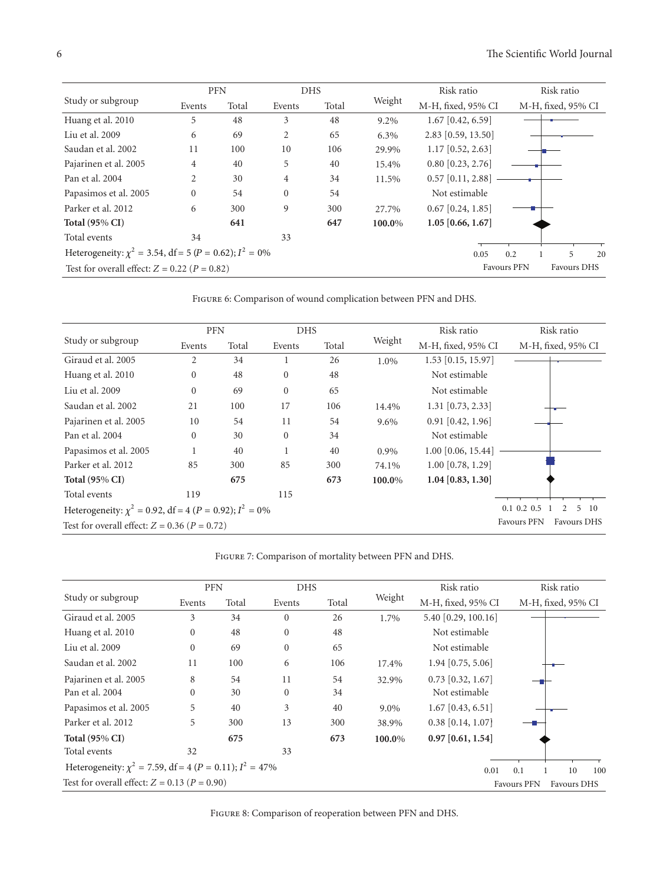| Study or subgroup | PFN Events | PFN Total | DHS Events | DHS Total | Weight | Risk ratio M-H, fixed, 95% CI |
|---|---|---|---|---|---|---|
| Huang et al. 2010 | 5 | 48 | 3 | 48 | 9.2% | 1.67 [0.42, 6.59] |
| Liu et al. 2009 | 6 | 69 | 2 | 65 | 6.3% | 2.83 [0.59, 13.50] |
| Saudan et al. 2002 | 11 | 100 | 10 | 106 | 29.9% | 1.17 [0.52, 2.63] |
| Pajarinen et al. 2005 | 4 | 40 | 5 | 40 | 15.4% | 0.80 [0.23, 2.76] |
| Pan et al. 2004 | 2 | 30 | 4 | 34 | 11.5% | 0.57 [0.11, 2.88] |
| Papasimos et al. 2005 | 0 | 54 | 0 | 54 | | Not estimable |
| Parker et al. 2012 | 6 | 300 | 9 | 300 | 27.7% | 0.67 [0.24, 1.85] |
| **Total (95% CI)** | | **641** | | **647** | **100.0%** | **1.05 [0.66, 1.67]** |
| Total events | 34 | | 33 | | | |

Heterogeneity: $\chi^2 = 3.54$, df = 5 ($P = 0.62$); $I^2 = 0\%$

Test for overall effect: $Z = 0.22$ ($P = 0.82$)

Figure 6: Comparison of wound complication between PFN and DHS.

| Study or subgroup | PFN Events | PFN Total | DHS Events | DHS Total | Weight | Risk ratio M-H, fixed, 95% CI |
|---|---|---|---|---|---|---|
| Giraud et al. 2005 | 2 | 34 | 1 | 26 | 1.0% | 1.53 [0.15, 15.97] |
| Huang et al. 2010 | 0 | 48 | 0 | 48 | | Not estimable |
| Liu et al. 2009 | 0 | 69 | 0 | 65 | | Not estimable |
| Saudan et al. 2002 | 21 | 100 | 17 | 106 | 14.4% | 1.31 [0.73, 2.33] |
| Pajarinen et al. 2005 | 10 | 54 | 11 | 54 | 9.6% | 0.91 [0.42, 1.96] |
| Pan et al. 2004 | 0 | 30 | 0 | 34 | | Not estimable |
| Papasimos et al. 2005 | 1 | 40 | 1 | 40 | 0.9% | 1.00 [0.06, 15.44] |
| Parker et al. 2012 | 85 | 300 | 85 | 300 | 74.1% | 1.00 [0.78, 1.29] |
| **Total (95% CI)** | | **675** | | **673** | **100.0%** | **1.04 [0.83, 1.30]** |
| Total events | 119 | | 115 | | | |

Heterogeneity: $\chi^2 = 0.92$, df = 4 ($P = 0.92$); $I^2 = 0\%$

Test for overall effect: $Z = 0.36$ ($P = 0.72$)

Figure 7: Comparison of mortality between PFN and DHS.

| Study or subgroup | PFN Events | PFN Total | DHS Events | DHS Total | Weight | Risk ratio M-H, fixed, 95% CI |
|---|---|---|---|---|---|---|
| Giraud et al. 2005 | 3 | 34 | 0 | 26 | 1.7% | 5.40 [0.29, 100.16] |
| Huang et al. 2010 | 0 | 48 | 0 | 48 | | Not estimable |
| Liu et al. 2009 | 0 | 69 | 0 | 65 | | Not estimable |
| Saudan et al. 2002 | 11 | 100 | 6 | 106 | 17.4% | 1.94 [0.75, 5.06] |
| Pajarinen et al. 2005 | 8 | 54 | 11 | 54 | 32.9% | 0.73 [0.32, 1.67] |
| Pan et al. 2004 | 0 | 30 | 0 | 34 | | Not estimable |
| Papasimos et al. 2005 | 5 | 40 | 3 | 40 | 9.0% | 1.67 [0.43, 6.51] |
| Parker et al. 2012 | 5 | 300 | 13 | 300 | 38.9% | 0.38 [0.14, 1.07] |
| **Total (95% CI)** | | **675** | | **673** | **100.0%** | **0.97 [0.61, 1.54]** |
| Total events | 32 | | 33 | | | |

Heterogeneity: $\chi^2 = 7.59$, df = 4 ($P = 0.11$); $I^2 = 47\%$

Test for overall effect: $Z = 0.13$ ($P = 0.90$)

Figure 8: Comparison of reoperation between PFN and DHS.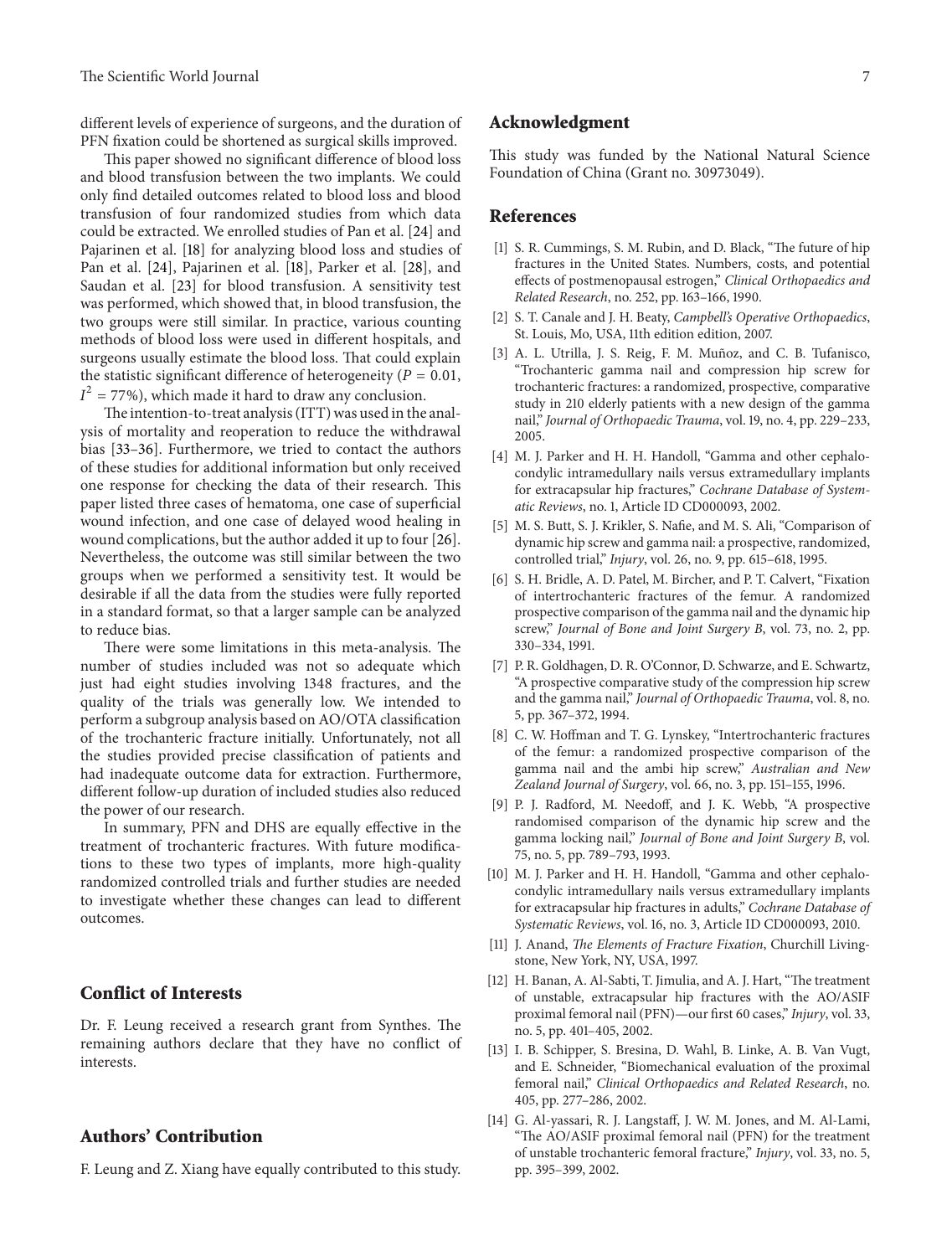different levels of experience of surgeons, and the duration of PFN fixation could be shortened as surgical skills improved.

This paper showed no significant difference of blood loss and blood transfusion between the two implants. We could only find detailed outcomes related to blood loss and blood transfusion of four randomized studies from which data could be extracted. We enrolled studies of Pan et al. [24] and Pajarinen et al. [18] for analyzing blood loss and studies of Pan et al. [24], Pajarinen et al. [18], Parker et al. [28], and Saudan et al. [23] for blood transfusion. A sensitivity test was performed, which showed that, in blood transfusion, the two groups were still similar. In practice, various counting methods of blood loss were used in different hospitals, and surgeons usually estimate the blood loss. That could explain the statistic significant difference of heterogeneity ($P = 0.01$, $I^2 = 77\%$), which made it hard to draw any conclusion.

The intention-to-treat analysis (ITT) was used in the analysis of mortality and reoperation to reduce the withdrawal bias [33–36]. Furthermore, we tried to contact the authors of these studies for additional information but only received one response for checking the data of their research. This paper listed three cases of hematoma, one case of superficial wound infection, and one case of delayed wood healing in wound complications, but the author added it up to four [26]. Nevertheless, the outcome was still similar between the two groups when we performed a sensitivity test. It would be desirable if all the data from the studies were fully reported in a standard format, so that a larger sample can be analyzed to reduce bias.

There were some limitations in this meta-analysis. The number of studies included was not so adequate which just had eight studies involving 1348 fractures, and the quality of the trials was generally low. We intended to perform a subgroup analysis based on AO/OTA classification of the trochanteric fracture initially. Unfortunately, not all the studies provided precise classification of patients and had inadequate outcome data for extraction. Furthermore, different follow-up duration of included studies also reduced the power of our research.

In summary, PFN and DHS are equally effective in the treatment of trochanteric fractures. With future modifications to these two types of implants, more high-quality randomized controlled trials and further studies are needed to investigate whether these changes can lead to different outcomes.

## Conflict of Interests

Dr. F. Leung received a research grant from Synthes. The remaining authors declare that they have no conflict of interests.

## Authors' Contribution

F. Leung and Z. Xiang have equally contributed to this study.

## Acknowledgment

This study was funded by the National Natural Science Foundation of China (Grant no. 30973049).

## References

[1] S. R. Cummings, S. M. Rubin, and D. Black, "The future of hip fractures in the United States. Numbers, costs, and potential effects of postmenopausal estrogen," *Clinical Orthopaedics and Related Research*, no. 252, pp. 163–166, 1990.

[2] S. T. Canale and J. H. Beaty, *Campbell's Operative Orthopaedics*, St. Louis, Mo, USA, 11th edition edition, 2007.

[3] A. L. Utrilla, J. S. Reig, F. M. Muñoz, and C. B. Tufanisco, "Trochanteric gamma nail and compression hip screw for trochanteric fractures: a randomized, prospective, comparative study in 210 elderly patients with a new design of the gamma nail," *Journal of Orthopaedic Trauma*, vol. 19, no. 4, pp. 229–233, 2005.

[4] M. J. Parker and H. H. Handoll, "Gamma and other cephalocondylic intramedullary nails versus extramedullary implants for extracapsular hip fractures," *Cochrane Database of Systematic Reviews*, no. 1, Article ID CD000093, 2002.

[5] M. S. Butt, S. J. Krikler, S. Nafie, and M. S. Ali, "Comparison of dynamic hip screw and gamma nail: a prospective, randomized, controlled trial," *Injury*, vol. 26, no. 9, pp. 615–618, 1995.

[6] S. H. Bridle, A. D. Patel, M. Bircher, and P. T. Calvert, "Fixation of intertrochanteric fractures of the femur. A randomized prospective comparison of the gamma nail and the dynamic hip screw," *Journal of Bone and Joint Surgery B*, vol. 73, no. 2, pp. 330–334, 1991.

[7] P. R. Goldhagen, D. R. O'Connor, D. Schwarze, and E. Schwartz, "A prospective comparative study of the compression hip screw and the gamma nail," *Journal of Orthopaedic Trauma*, vol. 8, no. 5, pp. 367–372, 1994.

[8] C. W. Hoffman and T. G. Lynskey, "Intertrochanteric fractures of the femur: a randomized prospective comparison of the gamma nail and the ambi hip screw," *Australian and New Zealand Journal of Surgery*, vol. 66, no. 3, pp. 151–155, 1996.

[9] P. J. Radford, M. Needoff, and J. K. Webb, "A prospective randomised comparison of the dynamic hip screw and the gamma locking nail," *Journal of Bone and Joint Surgery B*, vol. 75, no. 5, pp. 789–793, 1993.

[10] M. J. Parker and H. H. Handoll, "Gamma and other cephalocondylic intramedullary nails versus extramedullary implants for extracapsular hip fractures in adults," *Cochrane Database of Systematic Reviews*, vol. 16, no. 3, Article ID CD000093, 2010.

[11] J. Anand, *The Elements of Fracture Fixation*, Churchill Livingstone, New York, NY, USA, 1997.

[12] H. Banan, A. Al-Sabti, T. Jimulia, and A. J. Hart, "The treatment of unstable, extracapsular hip fractures with the AO/ASIF proximal femoral nail (PFN)—our first 60 cases," *Injury*, vol. 33, no. 5, pp. 401–405, 2002.

[13] I. B. Schipper, S. Bresina, D. Wahl, B. Linke, A. B. Van Vugt, and E. Schneider, "Biomechanical evaluation of the proximal femoral nail," *Clinical Orthopaedics and Related Research*, no. 405, pp. 277–286, 2002.

[14] G. Al-yassari, R. J. Langstaff, J. W. M. Jones, and M. Al-Lami, "The AO/ASIF proximal femoral nail (PFN) for the treatment of unstable trochanteric femoral fracture," *Injury*, vol. 33, no. 5, pp. 395–399, 2002.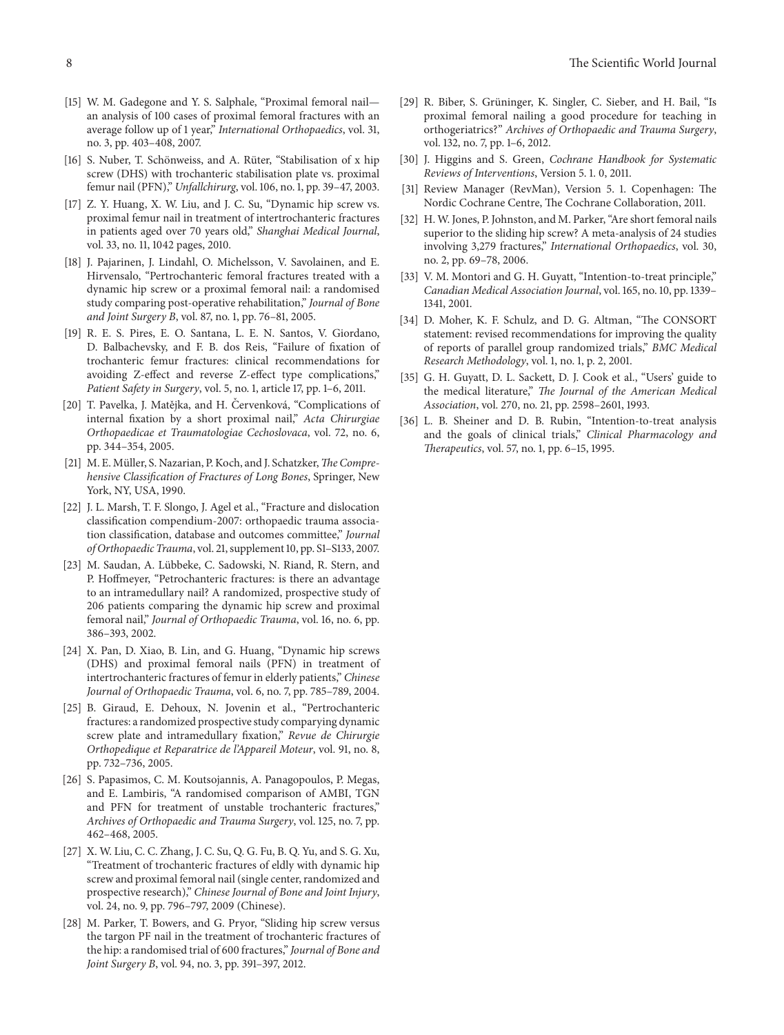[15] W. M. Gadegone and Y. S. Salphale, "Proximal femoral nail—an analysis of 100 cases of proximal femoral fractures with an average follow up of 1 year," *International Orthopaedics*, vol. 31, no. 3, pp. 403–408, 2007.

[16] S. Nuber, T. Schönweiss, and A. Rüter, "Stabilisation of x hip screw (DHS) with trochanteric stabilisation plate vs. proximal femur nail (PFN)," *Unfallchirurg*, vol. 106, no. 1, pp. 39–47, 2003.

[17] Z. Y. Huang, X. W. Liu, and J. C. Su, "Dynamic hip screw vs. proximal femur nail in treatment of intertrochanteric fractures in patients aged over 70 years old," *Shanghai Medical Journal*, vol. 33, no. 11, 1042 pages, 2010.

[18] J. Pajarinen, J. Lindahl, O. Michelsson, V. Savolainen, and E. Hirvensalo, "Pertrochanteric femoral fractures treated with a dynamic hip screw or a proximal femoral nail: a randomised study comparing post-operative rehabilitation," *Journal of Bone and Joint Surgery B*, vol. 87, no. 1, pp. 76–81, 2005.

[19] R. E. S. Pires, E. O. Santana, L. E. N. Santos, V. Giordano, D. Balbachevsky, and F. B. dos Reis, "Failure of fixation of trochanteric femur fractures: clinical recommendations for avoiding Z-effect and reverse Z-effect type complications," *Patient Safety in Surgery*, vol. 5, no. 1, article 17, pp. 1–6, 2011.

[20] T. Pavelka, J. Matějka, and H. Červenková, "Complications of internal fixation by a short proximal nail," *Acta Chirurgiae Orthopaedicae et Traumatologiae Cechoslovaca*, vol. 72, no. 6, pp. 344–354, 2005.

[21] M. E. Müller, S. Nazarian, P. Koch, and J. Schatzker, *The Comprehensive Classification of Fractures of Long Bones*, Springer, New York, NY, USA, 1990.

[22] J. L. Marsh, T. F. Slongo, J. Agel et al., "Fracture and dislocation classification compendium-2007: orthopaedic trauma association classification, database and outcomes committee," *Journal of Orthopaedic Trauma*, vol. 21, supplement 10, pp. S1–S133, 2007.

[23] M. Saudan, A. Lübbeke, C. Sadowski, N. Riand, R. Stern, and P. Hoffmeyer, "Petrochanteric fractures: is there an advantage to an intramedullary nail? A randomized, prospective study of 206 patients comparing the dynamic hip screw and proximal femoral nail," *Journal of Orthopaedic Trauma*, vol. 16, no. 6, pp. 386–393, 2002.

[24] X. Pan, D. Xiao, B. Lin, and G. Huang, "Dynamic hip screws (DHS) and proximal femoral nails (PFN) in treatment of intertrochanteric fractures of femur in elderly patients," *Chinese Journal of Orthopaedic Trauma*, vol. 6, no. 7, pp. 785–789, 2004.

[25] B. Giraud, E. Dehoux, N. Jovenin et al., "Pertrochanteric fractures: a randomized prospective study comparying dynamic screw plate and intramedullary fixation," *Revue de Chirurgie Orthopedique et Reparatrice de l'Appareil Moteur*, vol. 91, no. 8, pp. 732–736, 2005.

[26] S. Papasimos, C. M. Koutsojannis, A. Panagopoulos, P. Megas, and E. Lambiris, "A randomised comparison of AMBI, TGN and PFN for treatment of unstable trochanteric fractures," *Archives of Orthopaedic and Trauma Surgery*, vol. 125, no. 7, pp. 462–468, 2005.

[27] X. W. Liu, C. C. Zhang, J. C. Su, Q. G. Fu, B. Q. Yu, and S. G. Xu, "Treatment of trochanteric fractures of eldly with dynamic hip screw and proximal femoral nail (single center, randomized and prospective research)," *Chinese Journal of Bone and Joint Injury*, vol. 24, no. 9, pp. 796–797, 2009 (Chinese).

[28] M. Parker, T. Bowers, and G. Pryor, "Sliding hip screw versus the targon PF nail in the treatment of trochanteric fractures of the hip: a randomised trial of 600 fractures," *Journal of Bone and Joint Surgery B*, vol. 94, no. 3, pp. 391–397, 2012.

[29] R. Biber, S. Grüninger, K. Singler, C. Sieber, and H. Bail, "Is proximal femoral nailing a good procedure for teaching in orthogeriatrics?" *Archives of Orthopaedic and Trauma Surgery*, vol. 132, no. 7, pp. 1–6, 2012.

[30] J. Higgins and S. Green, *Cochrane Handbook for Systematic Reviews of Interventions*, Version 5. 1. 0, 2011.

[31] Review Manager (RevMan), Version 5. 1. Copenhagen: The Nordic Cochrane Centre, The Cochrane Collaboration, 2011.

[32] H. W. Jones, P. Johnston, and M. Parker, "Are short femoral nails superior to the sliding hip screw? A meta-analysis of 24 studies involving 3,279 fractures," *International Orthopaedics*, vol. 30, no. 2, pp. 69–78, 2006.

[33] V. M. Montori and G. H. Guyatt, "Intention-to-treat principle," *Canadian Medical Association Journal*, vol. 165, no. 10, pp. 1339–1341, 2001.

[34] D. Moher, K. F. Schulz, and D. G. Altman, "The CONSORT statement: revised recommendations for improving the quality of reports of parallel group randomized trials," *BMC Medical Research Methodology*, vol. 1, no. 1, p. 2, 2001.

[35] G. H. Guyatt, D. L. Sackett, D. J. Cook et al., "Users' guide to the medical literature," *The Journal of the American Medical Association*, vol. 270, no. 21, pp. 2598–2601, 1993.

[36] L. B. Sheiner and D. B. Rubin, "Intention-to-treat analysis and the goals of clinical trials," *Clinical Pharmacology and Therapeutics*, vol. 57, no. 1, pp. 6–15, 1995.